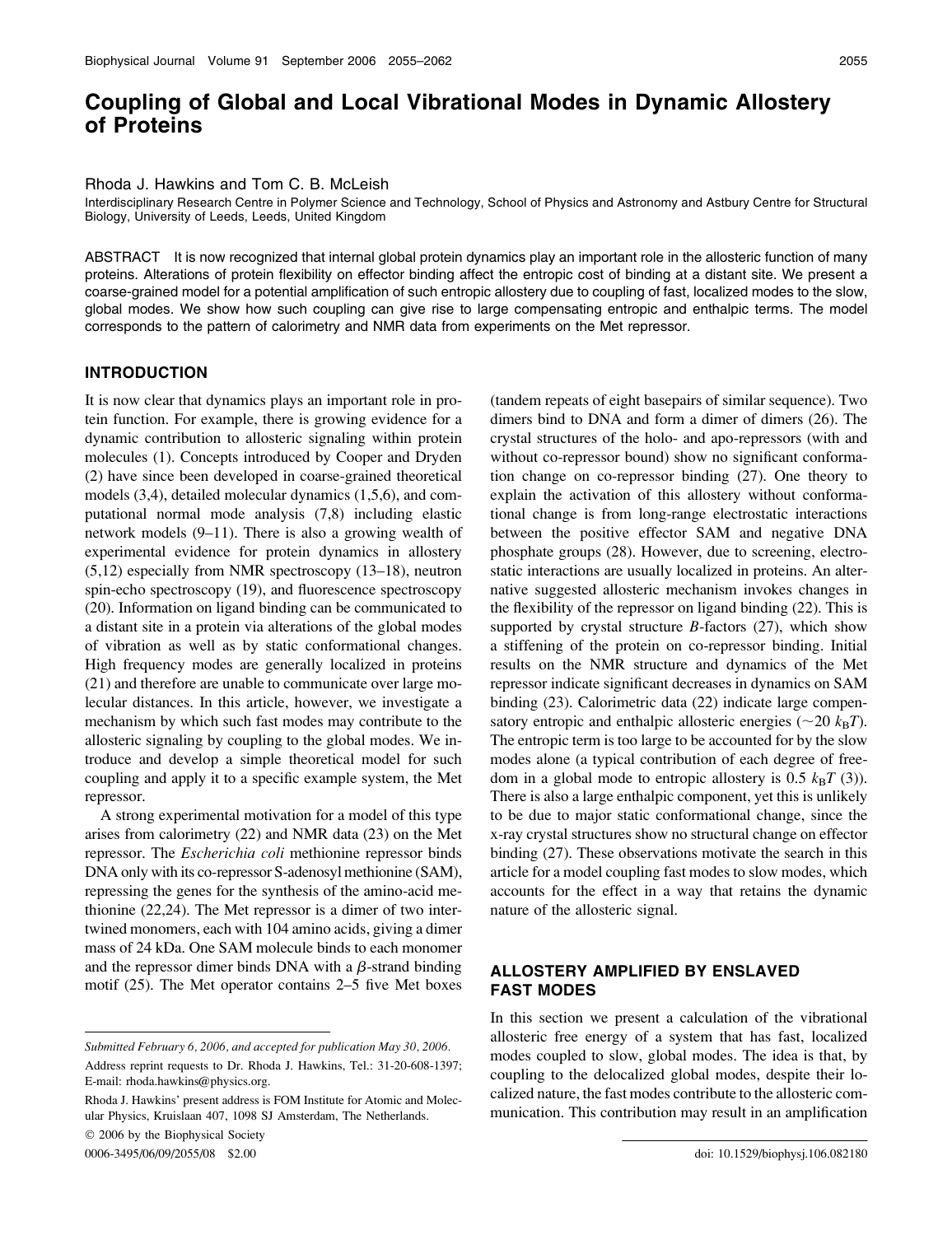# Coupling of Global and Local Vibrational Modes in Dynamic Allostery of Proteins

Rhoda J. Hawkins and Tom C. B. McLeish

Interdisciplinary Research Centre in Polymer Science and Technology, School of Physics and Astronomy and Astbury Centre for Structural Biology, University of Leeds, Leeds, United Kingdom

ABSTRACT It is now recognized that internal global protein dynamics play an important role in the allosteric function of many proteins. Alterations of protein flexibility on effector binding affect the entropic cost of binding at a distant site. We present a coarse-grained model for a potential amplification of such entropic allostery due to coupling of fast, localized modes to the slow, global modes. We show how such coupling can give rise to large compensating entropic and enthalpic terms. The model corresponds to the pattern of calorimetry and NMR data from experiments on the Met repressor.

## INTRODUCTION

It is now clear that dynamics plays an important role in protein function. For example, there is growing evidence for a dynamic contribution to allosteric signaling within protein molecules (1). Concepts introduced by Cooper and Dryden (2) have since been developed in coarse-grained theoretical models (3,4), detailed molecular dynamics (1,5,6), and computational normal mode analysis (7,8) including elastic network models (9–11). There is also a growing wealth of experimental evidence for protein dynamics in allostery (5,12) especially from NMR spectroscopy (13–18), neutron spin-echo spectroscopy (19), and fluorescence spectroscopy (20). Information on ligand binding can be communicated to a distant site in a protein via alterations of the global modes of vibration as well as by static conformational changes. High frequency modes are generally localized in proteins (21) and therefore are unable to communicate over large molecular distances. In this article, however, we investigate a mechanism by which such fast modes may contribute to the allosteric signaling by coupling to the global modes. We introduce and develop a simple theoretical model for such coupling and apply it to a specific example system, the Met repressor.

A strong experimental motivation for a model of this type arises from calorimetry (22) and NMR data (23) on the Met repressor. The *Escherichia coli* methionine repressor binds DNA only with its co-repressor S-adenosyl methionine (SAM), repressing the genes for the synthesis of the amino-acid methionine (22,24). The Met repressor is a dimer of two intertwined monomers, each with 104 amino acids, giving a dimer mass of 24 kDa. One SAM molecule binds to each monomer and the repressor dimer binds DNA with a $\beta$-strand binding motif (25). The Met operator contains 2–5 five Met boxes (tandem repeats of eight basepairs of similar sequence). Two dimers bind to DNA and form a dimer of dimers (26). The crystal structures of the holo- and apo-repressors (with and without co-repressor bound) show no significant conformation change on co-repressor binding (27). One theory to explain the activation of this allostery without conformational change is from long-range electrostatic interactions between the positive effector SAM and negative DNA phosphate groups (28). However, due to screening, electrostatic interactions are usually localized in proteins. An alternative suggested allosteric mechanism invokes changes in the flexibility of the repressor on ligand binding (22). This is supported by crystal structure *B*-factors (27), which show a stiffening of the protein on co-repressor binding. Initial results on the NMR structure and dynamics of the Met repressor indicate significant decreases in dynamics on SAM binding (23). Calorimetric data (22) indicate large compensatory entropic and enthalpic allosteric energies ($\sim$20 $k_BT$). The entropic term is too large to be accounted for by the slow modes alone (a typical contribution of each degree of freedom in a global mode to entropic allostery is 0.5 $k_BT$ (3)). There is also a large enthalpic component, yet this is unlikely to be due to major static conformational change, since the x-ray crystal structures show no structural change on effector binding (27). These observations motivate the search in this article for a model coupling fast modes to slow modes, which accounts for the effect in a way that retains the dynamic nature of the allosteric signal.

## ALLOSTERY AMPLIFIED BY ENSLAVED FAST MODES

In this section we present a calculation of the vibrational allosteric free energy of a system that has fast, localized modes coupled to slow, global modes. The idea is that, by coupling to the delocalized global modes, despite their localized nature, the fast modes contribute to the allosteric communication. This contribution may result in an amplification

---

*Submitted February 6, 2006, and accepted for publication May 30, 2006.*

Address reprint requests to Dr. Rhoda J. Hawkins, Tel.: 31-20-608-1397; E-mail: rhoda.hawkins@physics.org.

Rhoda J. Hawkins' present address is FOM Institute for Atomic and Molecular Physics, Kruislaan 407, 1098 SJ Amsterdam, The Netherlands.

© 2006 by the Biophysical Society

0006-3495/06/09/2055/08 $2.00

doi: 10.1529/biophysj.106.082180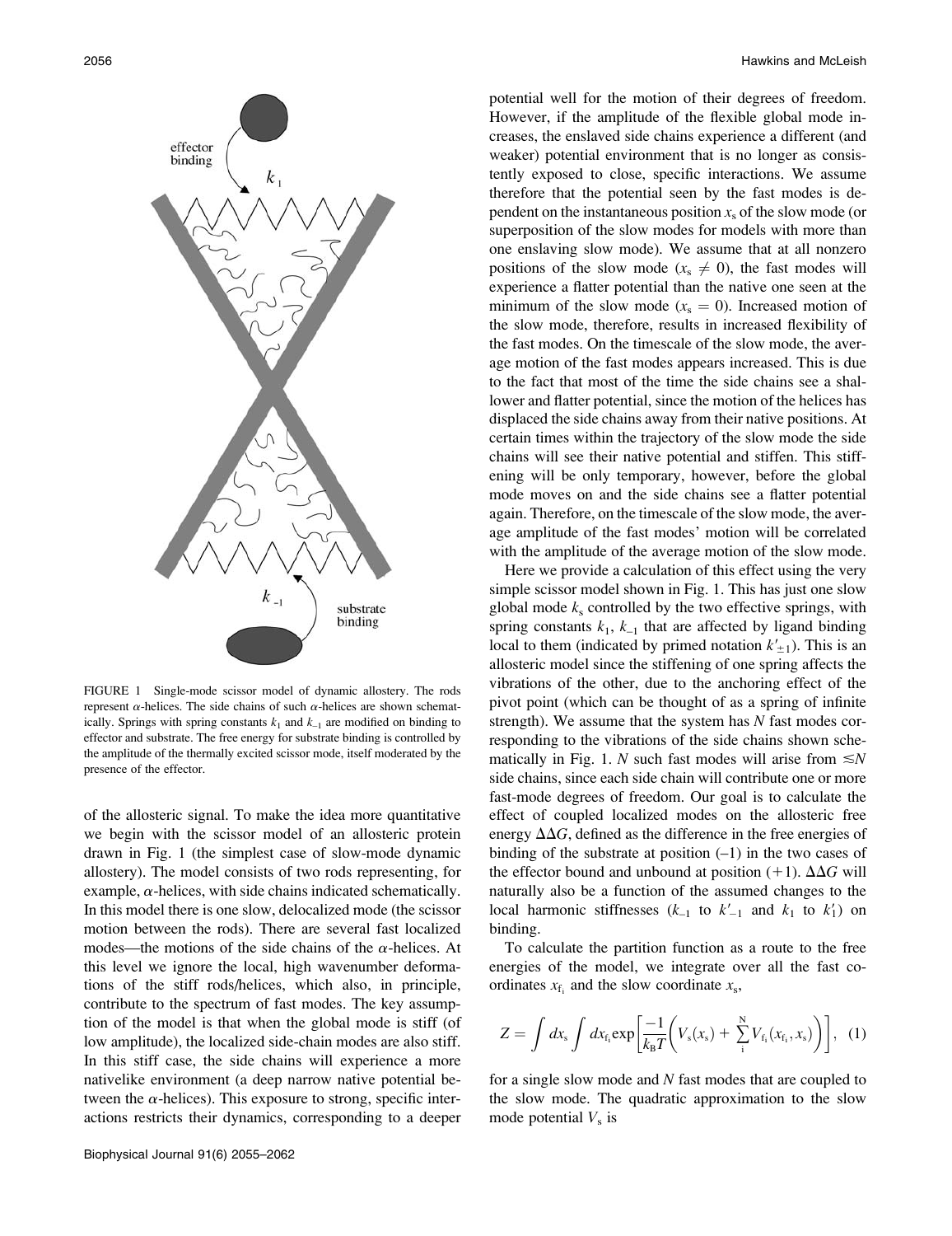FIGURE 1 Single-mode scissor model of dynamic allostery. The rods represent $\alpha$-helices. The side chains of such $\alpha$-helices are shown schematically. Springs with spring constants $k_1$ and $k_{-1}$ are modified on binding to effector and substrate. The free energy for substrate binding is controlled by the amplitude of the thermally excited scissor mode, itself moderated by the presence of the effector.

of the allosteric signal. To make the idea more quantitative we begin with the scissor model of an allosteric protein drawn in Fig. 1 (the simplest case of slow-mode dynamic allostery). The model consists of two rods representing, for example, $\alpha$-helices, with side chains indicated schematically. In this model there is one slow, delocalized mode (the scissor motion between the rods). There are several fast localized modes—the motions of the side chains of the $\alpha$-helices. At this level we ignore the local, high wavenumber deformations of the stiff rods/helices, which also, in principle, contribute to the spectrum of fast modes. The key assumption of the model is that when the global mode is stiff (of low amplitude), the localized side-chain modes are also stiff. In this stiff case, the side chains will experience a more nativelike environment (a deep narrow native potential between the $\alpha$-helices). This exposure to strong, specific interactions restricts their dynamics, corresponding to a deeper potential well for the motion of their degrees of freedom. However, if the amplitude of the flexible global mode increases, the enslaved side chains experience a different (and weaker) potential environment that is no longer as consistently exposed to close, specific interactions. We assume therefore that the potential seen by the fast modes is dependent on the instantaneous position $x_s$ of the slow mode (or superposition of the slow modes for models with more than one enslaving slow mode). We assume that at all nonzero positions of the slow mode ($x_s \neq 0$), the fast modes will experience a flatter potential than the native one seen at the minimum of the slow mode ($x_s = 0$). Increased motion of the slow mode, therefore, results in increased flexibility of the fast modes. On the timescale of the slow mode, the average motion of the fast modes appears increased. This is due to the fact that most of the time the side chains see a shallower and flatter potential, since the motion of the helices has displaced the side chains away from their native positions. At certain times within the trajectory of the slow mode the side chains will see their native potential and stiffen. This stiffening will be only temporary, however, before the global mode moves on and the side chains see a flatter potential again. Therefore, on the timescale of the slow mode, the average amplitude of the fast modes' motion will be correlated with the amplitude of the average motion of the slow mode.

Here we provide a calculation of this effect using the very simple scissor model shown in Fig. 1. This has just one slow global mode $k_s$ controlled by the two effective springs, with spring constants $k_1$, $k_{-1}$ that are affected by ligand binding local to them (indicated by primed notation $k'_{\pm 1}$). This is an allosteric model since the stiffening of one spring affects the vibrations of the other, due to the anchoring effect of the pivot point (which can be thought of as a spring of infinite strength). We assume that the system has $N$ fast modes corresponding to the vibrations of the side chains shown schematically in Fig. 1. $N$ such fast modes will arise from $\lesssim N$ side chains, since each side chain will contribute one or more fast-mode degrees of freedom. Our goal is to calculate the effect of coupled localized modes on the allosteric free energy $\Delta\Delta G$, defined as the difference in the free energies of binding of the substrate at position (–1) in the two cases of the effector bound and unbound at position (+1). $\Delta\Delta G$ will naturally also be a function of the assumed changes to the local harmonic stiffnesses ($k_{-1}$ to $k'_{-1}$ and $k_1$ to $k'_1$) on binding.

To calculate the partition function as a route to the free energies of the model, we integrate over all the fast coordinates $x_{f_i}$ and the slow coordinate $x_s$,

$$Z = \int dx_s \int dx_{f_i} \exp\left[\frac{-1}{k_B T}\left(V_s(x_s) + \sum_i^N V_{f_i}(x_{f_i}, x_s)\right)\right], \quad (1)$$

for a single slow mode and $N$ fast modes that are coupled to the slow mode. The quadratic approximation to the slow mode potential $V_s$ is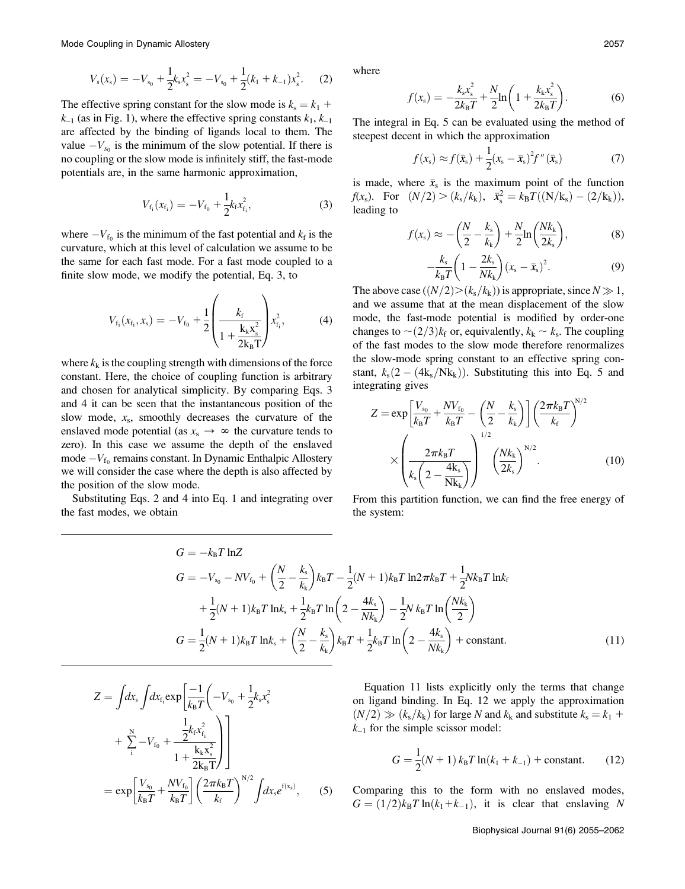$$V_s(x_s) = -V_{s_0} + \frac{1}{2}k_s x_s^2 = -V_{s_0} + \frac{1}{2}(k_1 + k_{-1})x_s^2. \quad (2)$$

The effective spring constant for the slow mode is $k_s = k_1 + k_{-1}$ (as in Fig. 1), where the effective spring constants $k_1$, $k_{-1}$ are affected by the binding of ligands local to them. The value $-V_{s_0}$ is the minimum of the slow potential. If there is no coupling or the slow mode is infinitely stiff, the fast-mode potentials are, in the same harmonic approximation,

$$V_{f_i}(x_{f_i}) = -V_{f_0} + \frac{1}{2}k_f x_{f_i}^2, \quad (3)$$

where $-V_{f_0}$ is the minimum of the fast potential and $k_f$ is the curvature, which at this level of calculation we assume to be the same for each fast mode. For a fast mode coupled to a finite slow mode, we modify the potential, Eq. 3, to

$$V_{f_i}(x_{f_i}, x_s) = -V_{f_0} + \frac{1}{2}\left(\frac{k_f}{1 + \frac{k_k x_s^2}{2k_B T}}\right)x_{f_i}^2, \quad (4)$$

where $k_k$ is the coupling strength with dimensions of the force constant. Here, the choice of coupling function is arbitrary and chosen for analytical simplicity. By comparing Eqs. 3 and 4 it can be seen that the instantaneous position of the slow mode, $x_s$, smoothly decreases the curvature of the enslaved mode potential (as $x_s \to \infty$ the curvature tends to zero). In this case we assume the depth of the enslaved mode $-V_{f_0}$ remains constant. In Dynamic Enthalpic Allostery we will consider the case where the depth is also affected by the position of the slow mode.

Substituting Eqs. 2 and 4 into Eq. 1 and integrating over the fast modes, we obtain

$$Z = \int dx_s \int dx_{f_i} \exp\left[\frac{-1}{k_B T}\left(-V_{s_0} + \frac{1}{2}k_s x_s^2 + \sum_i^N -V_{f_0} + \frac{\frac{1}{2}k_f x_{f_i}^2}{1 + \frac{k_k x_s^2}{2k_B T}}\right)\right]$$
$$= \exp\left[\frac{V_{s_0}}{k_B T} + \frac{NV_{f_0}}{k_B T}\right]\left(\frac{2\pi k_B T}{k_f}\right)^{N/2}\int dx_s e^{f(x_s)}, \quad (5)$$

where

$$f(x_s) = -\frac{k_s x_s^2}{2k_B T} + \frac{N}{2}\ln\left(1 + \frac{k_k x_s^2}{2k_B T}\right). \quad (6)$$

The integral in Eq. 5 can be evaluated using the method of steepest decent in which the approximation

$$f(x_s) \approx f(\bar{x}_s) + \frac{1}{2}(x_s - \bar{x}_s)^2 f''(\bar{x}_s) \quad (7)$$

is made, where $\bar{x}_s$ is the maximum point of the function $f(x_s)$. For $(N/2) > (k_s/k_k)$, $\bar{x}_s^2 = k_B T((N/k_s) - (2/k_k))$, leading to

$$f(x_s) \approx -\left(\frac{N}{2} - \frac{k_s}{k_k}\right) + \frac{N}{2}\ln\left(\frac{Nk_k}{2k_s}\right), \quad (8)$$

$$-\frac{k_s}{k_B T}\left(1 - \frac{2k_s}{Nk_k}\right)(x_s - \bar{x}_s)^2. \quad (9)$$

The above case ($(N/2) > (k_s/k_k)$) is appropriate, since $N \gg 1$, and we assume that at the mean displacement of the slow mode, the fast-mode potential is modified by order-one changes to $\sim(2/3)k_f$ or, equivalently, $k_k \sim k_s$. The coupling of the fast modes to the slow mode therefore renormalizes the slow-mode spring constant to an effective spring constant, $k_s(2 - (4k_s/Nk_k))$. Substituting this into Eq. 5 and integrating gives

$$Z = \exp\left[\frac{V_{s_0}}{k_B T} + \frac{NV_{f_0}}{k_B T} - \left(\frac{N}{2} - \frac{k_s}{k_k}\right)\right]\left(\frac{2\pi k_B T}{k_f}\right)^{N/2} \times \left(\frac{2\pi k_B T}{k_s\left(2 - \frac{4k_s}{Nk_k}\right)}\right)^{1/2}\left(\frac{Nk_k}{2k_s}\right)^{N/2}. \quad (10)$$

From this partition function, we can find the free energy of the system:

$$G = -k_B T \ln Z$$
$$G = -V_{s_0} - NV_{f_0} + \left(\frac{N}{2} - \frac{k_s}{k_k}\right)k_B T - \frac{1}{2}(N+1)k_B T \ln 2\pi k_B T + \frac{1}{2}Nk_B T \ln k_f$$
$$+ \frac{1}{2}(N+1)k_B T \ln k_s + \frac{1}{2}k_B T \ln\left(2 - \frac{4k_s}{Nk_k}\right) - \frac{1}{2}N k_B T \ln\left(\frac{Nk_k}{2}\right)$$
$$G = \frac{1}{2}(N+1)k_B T \ln k_s + \left(\frac{N}{2} - \frac{k_s}{k_k}\right)k_B T + \frac{1}{2}k_B T \ln\left(2 - \frac{4k_s}{Nk_k}\right) + \text{constant}. \quad (11)$$

Equation 11 lists explicitly only the terms that change on ligand binding. In Eq. 12 we apply the approximation $(N/2) \gg (k_s/k_k)$ for large $N$ and $k_k$ and substitute $k_s = k_1 + k_{-1}$ for the simple scissor model:

$$G = \frac{1}{2}(N+1)\, k_B T \ln(k_1 + k_{-1}) + \text{constant}. \quad (12)$$

Comparing this to the form with no enslaved modes, $G = (1/2)k_B T \ln(k_1 + k_{-1})$, it is clear that enslaving $N$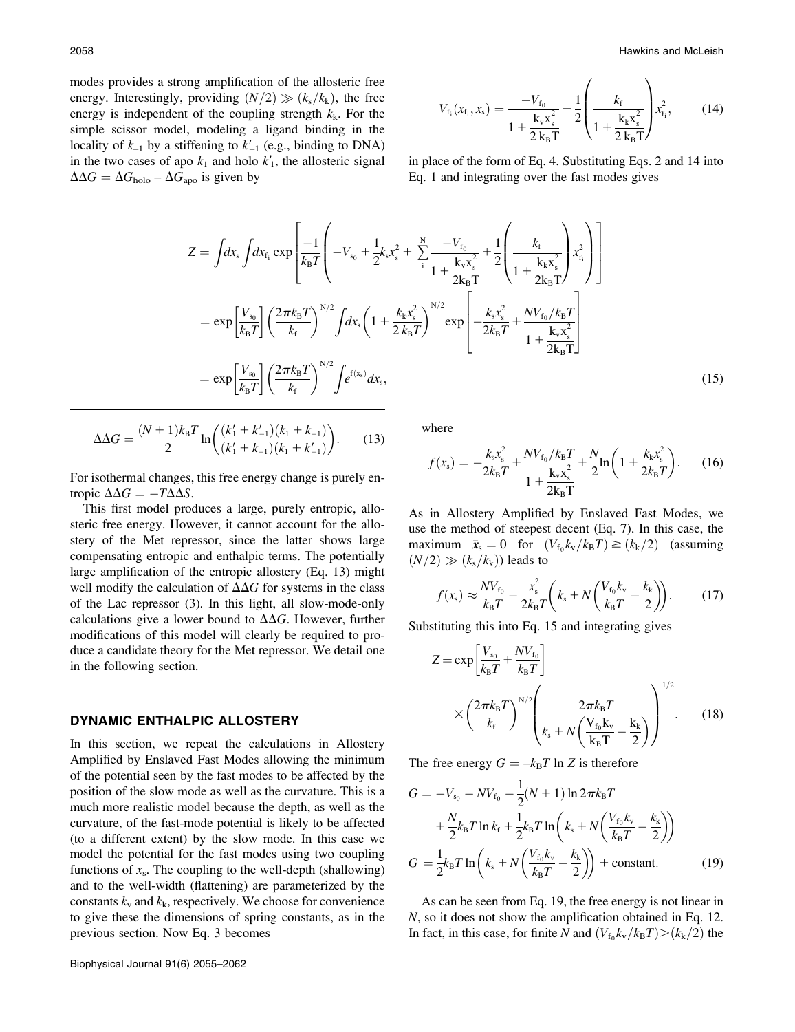modes provides a strong amplification of the allosteric free energy. Interestingly, providing $(N/2) \gg (k_s/k_k)$, the free energy is independent of the coupling strength $k_k$. For the simple scissor model, modeling a ligand binding in the locality of $k_{-1}$ by a stiffening to $k'_{-1}$ (e.g., binding to DNA) in the two cases of apo $k_1$ and holo $k'_1$, the allosteric signal $\Delta\Delta G = \Delta G_{\text{holo}} - \Delta G_{\text{apo}}$ is given by

$$\Delta\Delta G = \frac{(N+1)k_B T}{2} \ln\left(\frac{(k'_1 + k'_{-1})(k_1 + k_{-1})}{(k'_1 + k_{-1})(k_1 + k'_{-1})}\right). \tag{13}$$

For isothermal changes, this free energy change is purely entropic $\Delta\Delta G = -T\Delta\Delta S$.

This first model produces a large, purely entropic, allosteric free energy. However, it cannot account for the allostery of the Met repressor, since the latter shows large compensating entropic and enthalpic terms. The potentially large amplification of the entropic allostery (Eq. 13) might well modify the calculation of $\Delta\Delta G$ for systems in the class of the Lac repressor (3). In this light, all slow-mode-only calculations give a lower bound to $\Delta\Delta G$. However, further modifications of this model will clearly be required to produce a candidate theory for the Met repressor. We detail one in the following section.

## DYNAMIC ENTHALPIC ALLOSTERY

In this section, we repeat the calculations in Allostery Amplified by Enslaved Fast Modes allowing the minimum of the potential seen by the fast modes to be affected by the position of the slow mode as well as the curvature. This is a much more realistic model because the depth, as well as the curvature, of the fast-mode potential is likely to be affected (to a different extent) by the slow mode. In this case we model the potential for the fast modes using two coupling functions of $x_s$. The coupling to the well-depth (shallowing) and to the well-width (flattening) are parameterized by the constants $k_v$ and $k_k$, respectively. We choose for convenience to give these the dimensions of spring constants, as in the previous section. Now Eq. 3 becomes

$$V_{f_i}(x_{f_i}, x_s) = \frac{-V_{f_0}}{1 + \frac{k_v x_s^2}{2 k_B T}} + \frac{1}{2}\left(\frac{k_f}{1 + \frac{k_k x_s^2}{2 k_B T}}\right) x_{f_i}^2, \tag{14}$$

in place of the form of Eq. 4. Substituting Eqs. 2 and 14 into Eq. 1 and integrating over the fast modes gives

$$\begin{aligned} Z &= \int dx_s \int dx_{f_i} \exp\left[\frac{-1}{k_B T}\left(-V_{s_0} + \frac{1}{2}k_s x_s^2 + \sum_i^N \frac{-V_{f_0}}{1 + \frac{k_v x_s^2}{2k_B T}} + \frac{1}{2}\left(\frac{k_f}{1 + \frac{k_k x_s^2}{2k_B T}}\right) x_{f_i}^2\right)\right] \\ &= \exp\left[\frac{V_{s_0}}{k_B T}\right]\left(\frac{2\pi k_B T}{k_f}\right)^{N/2} \int dx_s \left(1 + \frac{k_k x_s^2}{2 k_B T}\right)^{N/2} \exp\left[-\frac{k_s x_s^2}{2k_B T} + \frac{N V_{f_0}/k_B T}{1 + \frac{k_v x_s^2}{2k_B T}}\right] \\ &= \exp\left[\frac{V_{s_0}}{k_B T}\right]\left(\frac{2\pi k_B T}{k_f}\right)^{N/2} \int e^{f(x_s)} dx_s, \end{aligned} \tag{15}$$

where

$$f(x_s) = -\frac{k_s x_s^2}{2k_B T} + \frac{N V_{f_0}/k_B T}{1 + \frac{k_v x_s^2}{2k_B T}} + \frac{N}{2}\ln\left(1 + \frac{k_k x_s^2}{2k_B T}\right). \tag{16}$$

As in Allostery Amplified by Enslaved Fast Modes, we use the method of steepest decent (Eq. 7). In this case, the maximum $\bar{x}_s = 0$ for $(V_{f_0}k_v/k_B T) \geq (k_k/2)$ (assuming $(N/2) \gg (k_s/k_k)$) leads to

$$f(x_s) \approx \frac{N V_{f_0}}{k_B T} - \frac{x_s^2}{2k_B T}\left(k_s + N\left(\frac{V_{f_0}k_v}{k_B T} - \frac{k_k}{2}\right)\right). \tag{17}$$

Substituting this into Eq. 15 and integrating gives

$$Z = \exp\left[\frac{V_{s_0}}{k_B T} + \frac{N V_{f_0}}{k_B T}\right] \times \left(\frac{2\pi k_B T}{k_f}\right)^{N/2}\left(\frac{2\pi k_B T}{k_s + N\left(\frac{V_{f_0}k_v}{k_B T} - \frac{k_k}{2}\right)}\right)^{1/2}. \tag{18}$$

The free energy $G = -k_B T \ln Z$ is therefore

$$\begin{aligned} G &= -V_{s_0} - N V_{f_0} - \frac{1}{2}(N+1)\ln 2\pi k_B T \\ &\quad + \frac{N}{2}k_B T \ln k_f + \frac{1}{2}k_B T \ln\left(k_s + N\left(\frac{V_{f_0}k_v}{k_B T} - \frac{k_k}{2}\right)\right) \\ G &= \frac{1}{2}k_B T \ln\left(k_s + N\left(\frac{V_{f_0}k_v}{k_B T} - \frac{k_k}{2}\right)\right) + \text{constant}. \end{aligned} \tag{19}$$

As can be seen from Eq. 19, the free energy is not linear in $N$, so it does not show the amplification obtained in Eq. 12. In fact, in this case, for finite $N$ and $(V_{f_0}k_v/k_B T) > (k_k/2)$ the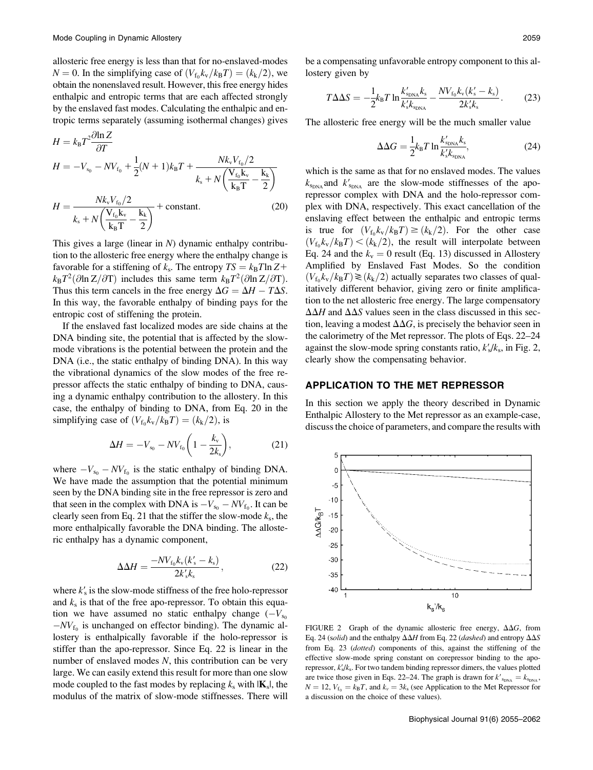allosteric free energy is less than that for no-enslaved-modes $N = 0$. In the simplifying case of $(V_{f_0} k_v / k_B T) = (k_k/2)$, we obtain the nonenslaved result. However, this free energy hides enthalpic and entropic terms that are each affected strongly by the enslaved fast modes. Calculating the enthalpic and entropic terms separately (assuming isothermal changes) gives

$$H = k_B T^2 \frac{\partial \ln Z}{\partial T}$$

$$H = -V_{s_0} - NV_{f_0} + \frac{1}{2}(N+1)k_B T + \frac{N k_v V_{f_0}/2}{k_s + N\left(\frac{V_{f_0} k_v}{k_B T} - \frac{k_k}{2}\right)}$$

$$H = \frac{N k_v V_{f_0}/2}{k_s + N\left(\frac{V_{f_0} k_v}{k_B T} - \frac{k_k}{2}\right)} + \text{constant}. \tag{20}$$

This gives a large (linear in $N$) dynamic enthalpy contribution to the allosteric free energy where the enthalpy change is favorable for a stiffening of $k_s$. The entropy $TS = k_B T \ln Z + k_B T^2 (\partial \ln Z / \partial T)$ includes this same term $k_B T^2 (\partial \ln Z / \partial T)$. Thus this term cancels in the free energy $\Delta G = \Delta H - T\Delta S$. In this way, the favorable enthalpy of binding pays for the entropic cost of stiffening the protein.

If the enslaved fast localized modes are side chains at the DNA binding site, the potential that is affected by the slow-mode vibrations is the potential between the protein and the DNA (i.e., the static enthalpy of binding DNA). In this way the vibrational dynamics of the slow modes of the free repressor affects the static enthalpy of binding to DNA, causing a dynamic enthalpy contribution to the allostery. In this case, the enthalpy of binding to DNA, from Eq. 20 in the simplifying case of $(V_{f_0} k_v / k_B T) = (k_k/2)$, is

$$\Delta H = -V_{s_0} - NV_{f_0}\left(1 - \frac{k_v}{2k_s}\right), \tag{21}$$

where $-V_{s_0} - NV_{f_0}$ is the static enthalpy of binding DNA. We have made the assumption that the potential minimum seen by the DNA binding site in the free repressor is zero and that seen in the complex with DNA is $-V_{s_0} - NV_{f_0}$. It can be clearly seen from Eq. 21 that the stiffer the slow-mode $k_s$, the more enthalpically favorable the DNA binding. The allosteric enthalpy has a dynamic component,

$$\Delta\Delta H = \frac{-NV_{f_0} k_v (k_s' - k_s)}{2k_s' k_s}, \tag{22}$$

where $k_s'$ is the slow-mode stiffness of the free holo-repressor and $k_s$ is that of the free apo-repressor. To obtain this equation we have assumed no static enthalpy change ($-V_{s_0} - NV_{f_0}$ is unchanged on effector binding). The dynamic allostery is enthalpically favorable if the holo-repressor is stiffer than the apo-repressor. Since Eq. 22 is linear in the number of enslaved modes $N$, this contribution can be very large. We can easily extend this result for more than one slow mode coupled to the fast modes by replacing $k_s$ with $|\mathbf{K}_s|$, the modulus of the matrix of slow-mode stiffnesses. There will be a compensating unfavorable entropy component to this allostery given by

$$T\Delta\Delta S = -\frac{1}{2}k_B T \ln \frac{k'_{s_{DNA}} k_s}{k_s' k_{s_{DNA}}} - \frac{NV_{f_0} k_v (k_s' - k_s)}{2k_s' k_s}. \tag{23}$$

The allosteric free energy will be the much smaller value

$$\Delta\Delta G = \frac{1}{2}k_B T \ln \frac{k'_{s_{DNA}} k_s}{k_s' k_{s_{DNA}}}, \tag{24}$$

which is the same as that for no enslaved modes. The values $k_{s_{DNA}}$ and $k'_{s_{DNA}}$ are the slow-mode stiffnesses of the apo-repressor complex with DNA and the holo-repressor complex with DNA, respectively. This exact cancellation of the enslaving effect between the enthalpic and entropic terms is true for $(V_{f_0} k_v / k_B T) \geq (k_k/2)$. For the other case $(V_{f_0} k_v / k_B T) < (k_k/2)$, the result will interpolate between Eq. 24 and the $k_v = 0$ result (Eq. 13) discussed in Allostery Amplified by Enslaved Fast Modes. So the condition $(V_{f_0} k_v / k_B T) \gtrless (k_k/2)$ actually separates two classes of qualitatively different behavior, giving zero or finite amplification to the net allosteric free energy. The large compensatory $\Delta\Delta H$ and $\Delta\Delta S$ values seen in the class discussed in this section, leaving a modest $\Delta G$, is precisely the behavior seen in the calorimetry of the Met repressor. The plots of Eqs. 22–24 against the slow-mode spring constants ratio, $k_s'/k_s$, in Fig. 2, clearly show the compensating behavior.

## APPLICATION TO THE MET REPRESSOR

In this section we apply the theory described in Dynamic Enthalpic Allostery to the Met repressor as an example-case, discuss the choice of parameters, and compare the results with

FIGURE 2 Graph of the dynamic allosteric free energy, $\Delta\Delta G$, from Eq. 24 (*solid*) and the enthalpy $\Delta\Delta H$ from Eq. 22 (*dashed*) and entropy $\Delta\Delta S$ from Eq. 23 (*dotted*) components of this, against the stiffening of the effective slow-mode spring constant on corepressor binding to the apo-repressor, $k_s'/k_s$. For two tandem binding repressor dimers, the values plotted are twice those given in Eqs. 22–24. The graph is drawn for $k'_{s_{DNA}} = k_{s_{DNA}}$, $N = 12$, $V_{f_0} = k_B T$, and $k_v = 3k_s$ (see Application to the Met Repressor for a discussion on the choice of these values).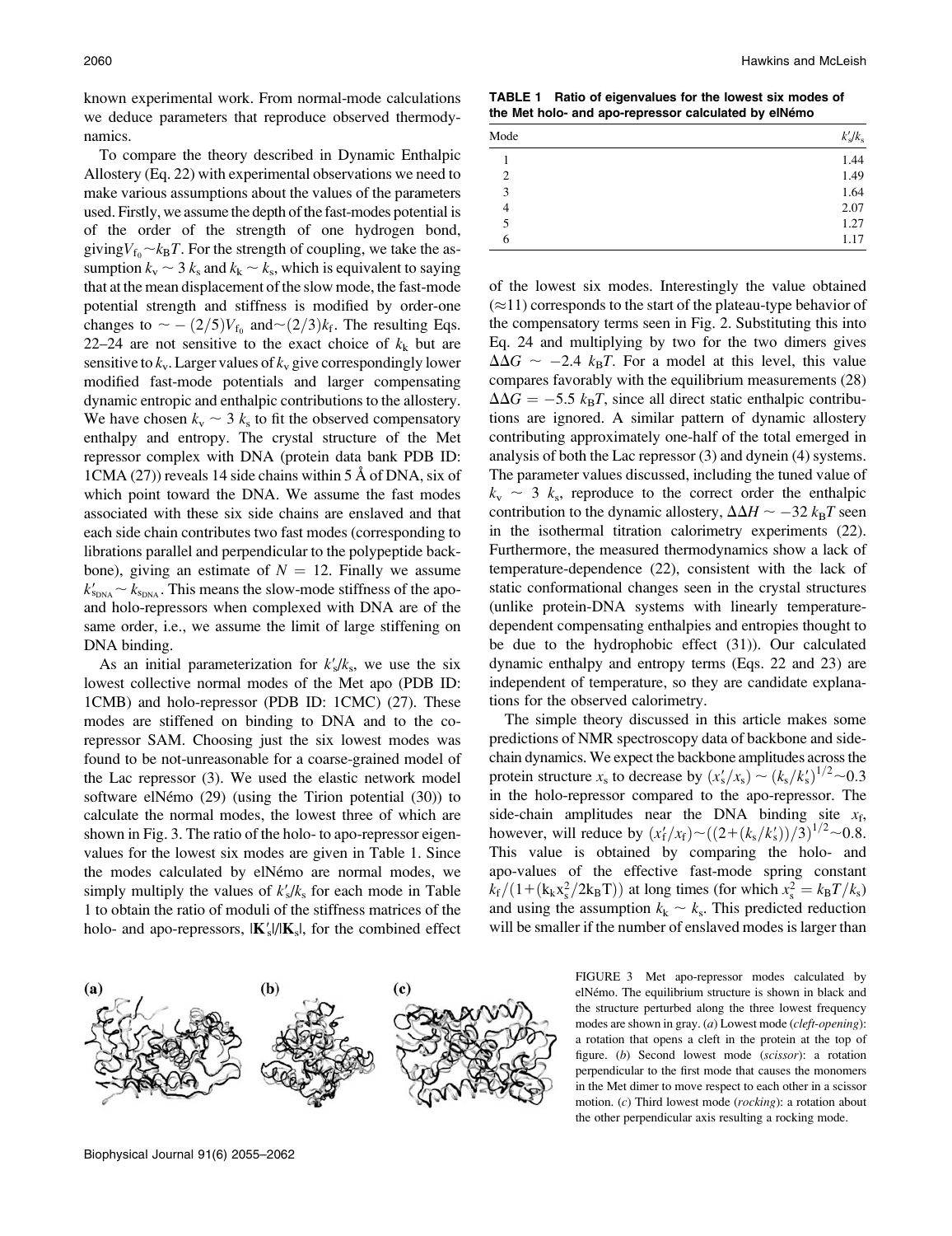known experimental work. From normal-mode calculations we deduce parameters that reproduce observed thermodynamics.

To compare the theory described in Dynamic Enthalpic Allostery (Eq. 22) with experimental observations we need to make various assumptions about the values of the parameters used. Firstly, we assume the depth of the fast-modes potential is of the order of the strength of one hydrogen bond, giving $V_{f_0} \sim k_B T$. For the strength of coupling, we take the assumption $k_v \sim 3\, k_s$ and $k_k \sim k_s$, which is equivalent to saying that at the mean displacement of the slow mode, the fast-mode potential strength and stiffness is modified by order-one changes to $\sim -(2/5)V_{f_0}$ and $\sim (2/3)k_f$. The resulting Eqs. 22–24 are not sensitive to the exact choice of $k_k$ but are sensitive to $k_v$. Larger values of $k_v$ give correspondingly lower modified fast-mode potentials and larger compensating dynamic entropic and enthalpic contributions to the allostery. We have chosen $k_v \sim 3\, k_s$ to fit the observed compensatory enthalpy and entropy. The crystal structure of the Met repressor complex with DNA (protein data bank PDB ID: 1CMA (27)) reveals 14 side chains within 5 Å of DNA, six of which point toward the DNA. We assume the fast modes associated with these six side chains are enslaved and that each side chain contributes two fast modes (corresponding to librations parallel and perpendicular to the polypeptide backbone), giving an estimate of $N = 12$. Finally we assume $k'_{s_{DNA}} \sim k_{s_{DNA}}$. This means the slow-mode stiffness of the apo- and holo-repressors when complexed with DNA are of the same order, i.e., we assume the limit of large stiffening on DNA binding.

As an initial parameterization for $k'_s/k_s$, we use the six lowest collective normal modes of the Met apo (PDB ID: 1CMB) and holo-repressor (PDB ID: 1CMC) (27). These modes are stiffened on binding to DNA and to the co-repressor SAM. Choosing just the six lowest modes was found to be not-unreasonable for a coarse-grained model of the Lac repressor (3). We used the elastic network model software elNémo (29) (using the Tirion potential (30)) to calculate the normal modes, the lowest three of which are shown in Fig. 3. The ratio of the holo- to apo-repressor eigenvalues for the lowest six modes are given in Table 1. Since the modes calculated by elNémo are normal modes, we simply multiply the values of $k'_s/k_s$ for each mode in Table 1 to obtain the ratio of moduli of the stiffness matrices of the holo- and apo-repressors, $|\mathbf{K}'_s|/|\mathbf{K}_s|$, for the combined effect of the lowest six modes. Interestingly the value obtained ($\approx$11) corresponds to the start of the plateau-type behavior of the compensatory terms seen in Fig. 2. Substituting this into Eq. 24 and multiplying by two for the two dimers gives $\Delta\Delta G \sim -2.4\; k_B T$. For a model at this level, this value compares favorably with the equilibrium measurements (28) $\Delta\Delta G = -5.5\; k_B T$, since all direct static enthalpic contributions are ignored. A similar pattern of dynamic allostery contributing approximately one-half of the total emerged in analysis of both the Lac repressor (3) and dynein (4) systems. The parameter values discussed, including the tuned value of $k_v \sim 3\; k_s$, reproduce to the correct order the enthalpic contribution to the dynamic allostery, $\Delta H \sim -32\; k_B T$ seen in the isothermal titration calorimetry experiments (22). Furthermore, the measured thermodynamics show a lack of temperature-dependence (22), consistent with the lack of static conformational changes seen in the crystal structures (unlike protein-DNA systems with linearly temperature-dependent compensating enthalpies and entropies thought to be due to the hydrophobic effect (31)). Our calculated dynamic enthalpy and entropy terms (Eqs. 22 and 23) are independent of temperature, so they are candidate explanations for the observed calorimetry.

**TABLE 1 Ratio of eigenvalues for the lowest six modes of the Met holo- and apo-repressor calculated by elNémo**

| Mode | $k'_s/k_s$ |
|---|---|
| 1 | 1.44 |
| 2 | 1.49 |
| 3 | 1.64 |
| 4 | 2.07 |
| 5 | 1.27 |
| 6 | 1.17 |

The simple theory discussed in this article makes some predictions of NMR spectroscopy data of backbone and side-chain dynamics. We expect the backbone amplitudes across the protein structure $x_s$ to decrease by $(x'_s/x_s) \sim (k_s/k'_s)^{1/2} \sim 0.3$ in the holo-repressor compared to the apo-repressor. The side-chain amplitudes near the DNA binding site $x_f$, however, will reduce by $(x'_f/x_f) \sim ((2+(k_s/k'_s))/3)^{1/2} \sim 0.8$. This value is obtained by comparing the holo- and apo-values of the effective fast-mode spring constant $k_f/(1+(k_k x_s^2/2k_B T))$ at long times (for which $x_s^2 = k_B T/k_s$) and using the assumption $k_k \sim k_s$. This predicted reduction will be smaller if the number of enslaved modes is larger than

FIGURE 3 Met apo-repressor modes calculated by elNémo. The equilibrium structure is shown in black and the structure perturbed along the three lowest frequency modes are shown in gray. (*a*) Lowest mode (*cleft-opening*): a rotation that opens a cleft in the protein at the top of figure. (*b*) Second lowest mode (*scissor*): a rotation perpendicular to the first mode that causes the monomers in the Met dimer to move respect to each other in a scissor motion. (*c*) Third lowest mode (*rocking*): a rotation about the other perpendicular axis resulting a rocking mode.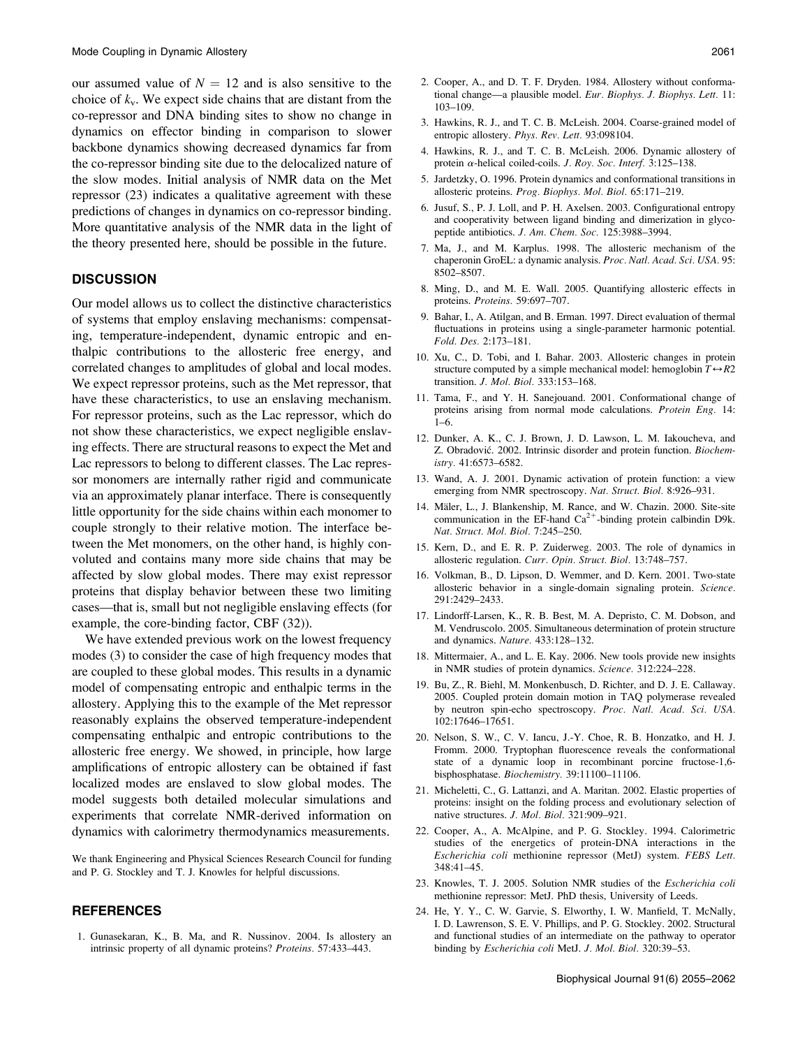our assumed value of $N = 12$ and is also sensitive to the choice of $k_v$. We expect side chains that are distant from the co-repressor and DNA binding sites to show no change in dynamics on effector binding in comparison to slower backbone dynamics showing decreased dynamics far from the co-repressor binding site due to the delocalized nature of the slow modes. Initial analysis of NMR data on the Met repressor (23) indicates a qualitative agreement with these predictions of changes in dynamics on co-repressor binding. More quantitative analysis of the NMR data in the light of the theory presented here, should be possible in the future.

## DISCUSSION

Our model allows us to collect the distinctive characteristics of systems that employ enslaving mechanisms: compensating, temperature-independent, dynamic entropic and enthalpic contributions to the allosteric free energy, and correlated changes to amplitudes of global and local modes. We expect repressor proteins, such as the Met repressor, that have these characteristics, to use an enslaving mechanism. For repressor proteins, such as the Lac repressor, which do not show these characteristics, we expect negligible enslaving effects. There are structural reasons to expect the Met and Lac repressors to belong to different classes. The Lac repressor monomers are internally rather rigid and communicate via an approximately planar interface. There is consequently little opportunity for the side chains within each monomer to couple strongly to their relative motion. The interface between the Met monomers, on the other hand, is highly convoluted and contains many more side chains that may be affected by slow global modes. There may exist repressor proteins that display behavior between these two limiting cases—that is, small but not negligible enslaving effects (for example, the core-binding factor, CBF (32)).

We have extended previous work on the lowest frequency modes (3) to consider the case of high frequency modes that are coupled to these global modes. This results in a dynamic model of compensating entropic and enthalpic terms in the allostery. Applying this to the example of the Met repressor reasonably explains the observed temperature-independent compensating enthalpic and entropic contributions to the allosteric free energy. We showed, in principle, how large amplifications of entropic allostery can be obtained if fast localized modes are enslaved to slow global modes. The model suggests both detailed molecular simulations and experiments that correlate NMR-derived information on dynamics with calorimetry thermodynamics measurements.

We thank Engineering and Physical Sciences Research Council for funding and P. G. Stockley and T. J. Knowles for helpful discussions.

## REFERENCES

1. Gunasekaran, K., B. Ma, and R. Nussinov. 2004. Is allostery an intrinsic property of all dynamic proteins? *Proteins*. 57:433–443.
2. Cooper, A., and D. T. F. Dryden. 1984. Allostery without conformational change—a plausible model. *Eur. Biophys. J. Biophys. Lett.* 11: 103–109.
3. Hawkins, R. J., and T. C. B. McLeish. 2004. Coarse-grained model of entropic allostery. *Phys. Rev. Lett.* 93:098104.
4. Hawkins, R. J., and T. C. B. McLeish. 2006. Dynamic allostery of protein α-helical coiled-coils. *J. Roy. Soc. Interf.* 3:125–138.
5. Jardetzky, O. 1996. Protein dynamics and conformational transitions in allosteric proteins. *Prog. Biophys. Mol. Biol.* 65:171–219.
6. Jusuf, S., P. J. Loll, and P. H. Axelsen. 2003. Configurational entropy and cooperativity between ligand binding and dimerization in glycopeptide antibiotics. *J. Am. Chem. Soc.* 125:3988–3994.
7. Ma, J., and M. Karplus. 1998. The allosteric mechanism of the chaperonin GroEL: a dynamic analysis. *Proc. Natl. Acad. Sci. USA*. 95: 8502–8507.
8. Ming, D., and M. E. Wall. 2005. Quantifying allosteric effects in proteins. *Proteins.* 59:697–707.
9. Bahar, I., A. Atilgan, and B. Erman. 1997. Direct evaluation of thermal fluctuations in proteins using a single-parameter harmonic potential. *Fold. Des.* 2:173–181.
10. Xu, C., D. Tobi, and I. Bahar. 2003. Allosteric changes in protein structure computed by a simple mechanical model: hemoglobin $T \leftrightarrow R2$ transition. *J. Mol. Biol.* 333:153–168.
11. Tama, F., and Y. H. Sanejouand. 2001. Conformational change of proteins arising from normal mode calculations. *Protein Eng.* 14: 1–6.
12. Dunker, A. K., C. J. Brown, J. D. Lawson, L. M. Iakoucheva, and Z. Obradović. 2002. Intrinsic disorder and protein function. *Biochemistry.* 41:6573–6582.
13. Wand, A. J. 2001. Dynamic activation of protein function: a view emerging from NMR spectroscopy. *Nat. Struct. Biol.* 8:926–931.
14. Mäler, L., J. Blankenship, M. Rance, and W. Chazin. 2000. Site-site communication in the EF-hand $Ca^{2+}$-binding protein calbindin D9k. *Nat. Struct. Mol. Biol.* 7:245–250.
15. Kern, D., and E. R. P. Zuiderweg. 2003. The role of dynamics in allosteric regulation. *Curr. Opin. Struct. Biol.* 13:748–757.
16. Volkman, B., D. Lipson, D. Wemmer, and D. Kern. 2001. Two-state allosteric behavior in a single-domain signaling protein. *Science.* 291:2429–2433.
17. Lindorff-Larsen, K., R. B. Best, M. A. Depristo, C. M. Dobson, and M. Vendruscolo. 2005. Simultaneous determination of protein structure and dynamics. *Nature.* 433:128–132.
18. Mittermaier, A., and L. E. Kay. 2006. New tools provide new insights in NMR studies of protein dynamics. *Science.* 312:224–228.
19. Bu, Z., R. Biehl, M. Monkenbusch, D. Richter, and D. J. E. Callaway. 2005. Coupled protein domain motion in TAQ polymerase revealed by neutron spin-echo spectroscopy. *Proc. Natl. Acad. Sci. USA.* 102:17646–17651.
20. Nelson, S. W., C. V. Iancu, J.-Y. Choe, R. B. Honzatko, and H. J. Fromm. 2000. Tryptophan fluorescence reveals the conformational state of a dynamic loop in recombinant porcine fructose-1,6-bisphosphatase. *Biochemistry.* 39:11100–11106.
21. Micheletti, C., G. Lattanzi, and A. Maritan. 2002. Elastic properties of proteins: insight on the folding process and evolutionary selection of native structures. *J. Mol. Biol.* 321:909–921.
22. Cooper, A., A. McAlpine, and P. G. Stockley. 1994. Calorimetric studies of the energetics of protein-DNA interactions in the *Escherichia coli* methionine repressor (MetJ) system. *FEBS Lett.* 348:41–45.
23. Knowles, T. J. 2005. Solution NMR studies of the *Escherichia coli* methionine repressor: MetJ. PhD thesis, University of Leeds.
24. He, Y. Y., C. W. Garvie, S. Elworthy, I. W. Manfield, T. McNally, I. D. Lawrenson, S. E. V. Phillips, and P. G. Stockley. 2002. Structural and functional studies of an intermediate on the pathway to operator binding by *Escherichia coli* MetJ. *J. Mol. Biol.* 320:39–53.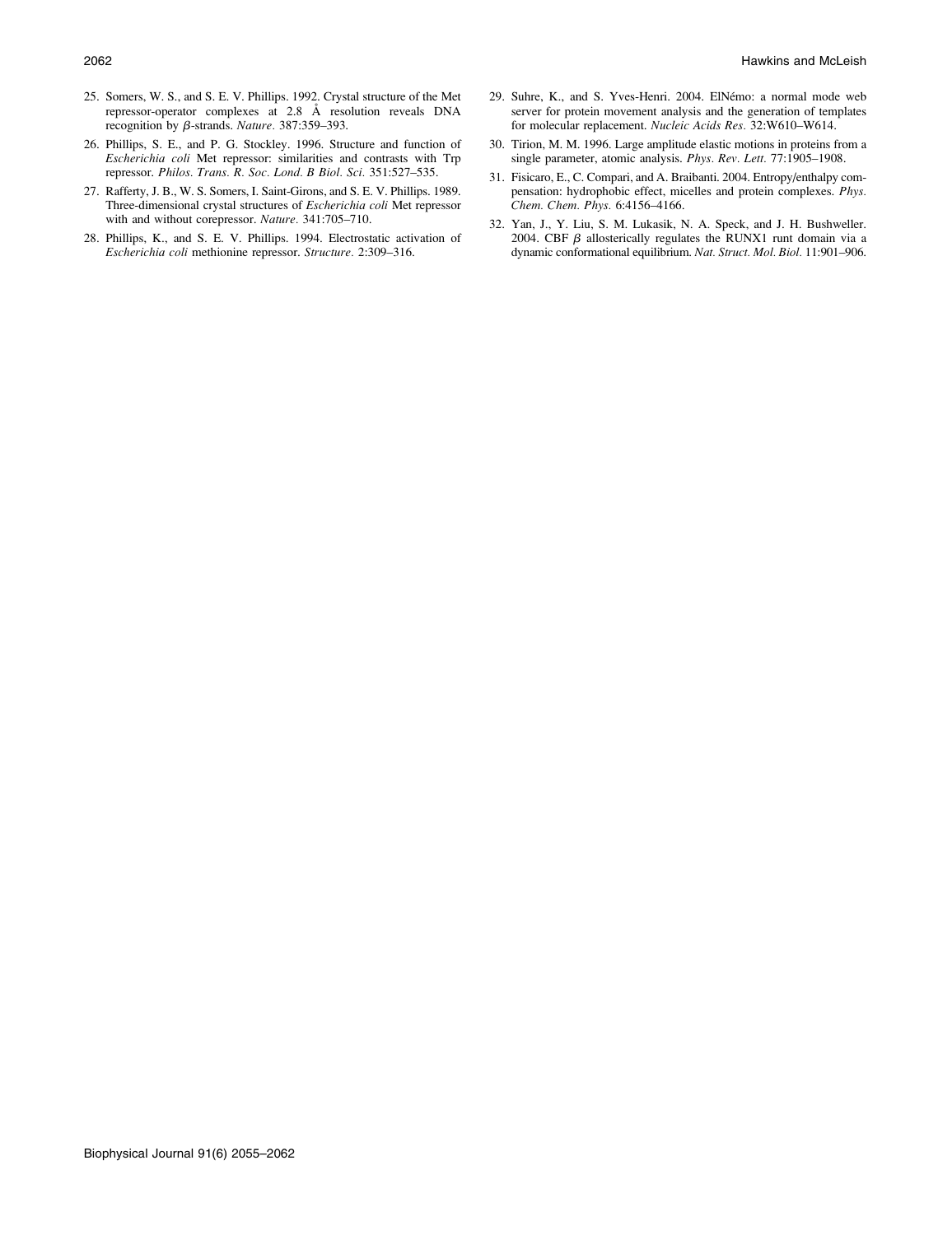25. Somers, W. S., and S. E. V. Phillips. 1992. Crystal structure of the Met repressor-operator complexes at 2.8 Å resolution reveals DNA recognition by $\beta$-strands. *Nature*. 387:359–393.
26. Phillips, S. E., and P. G. Stockley. 1996. Structure and function of *Escherichia coli* Met repressor: similarities and contrasts with Trp repressor. *Philos. Trans. R. Soc. Lond. B Biol. Sci.* 351:527–535.
27. Rafferty, J. B., W. S. Somers, I. Saint-Girons, and S. E. V. Phillips. 1989. Three-dimensional crystal structures of *Escherichia coli* Met repressor with and without corepressor. *Nature*. 341:705–710.
28. Phillips, K., and S. E. V. Phillips. 1994. Electrostatic activation of *Escherichia coli* methionine repressor. *Structure*. 2:309–316.
29. Suhre, K., and S. Yves-Henri. 2004. ElNémo: a normal mode web server for protein movement analysis and the generation of templates for molecular replacement. *Nucleic Acids Res*. 32:W610–W614.
30. Tirion, M. M. 1996. Large amplitude elastic motions in proteins from a single parameter, atomic analysis. *Phys. Rev. Lett.* 77:1905–1908.
31. Fisicaro, E., C. Compari, and A. Braibanti. 2004. Entropy/enthalpy compensation: hydrophobic effect, micelles and protein complexes. *Phys. Chem. Chem. Phys.* 6:4156–4166.
32. Yan, J., Y. Liu, S. M. Lukasik, N. A. Speck, and J. H. Bushweller. 2004. CBF $\beta$ allosterically regulates the RUNX1 runt domain via a dynamic conformational equilibrium. *Nat. Struct. Mol. Biol.* 11:901–906.